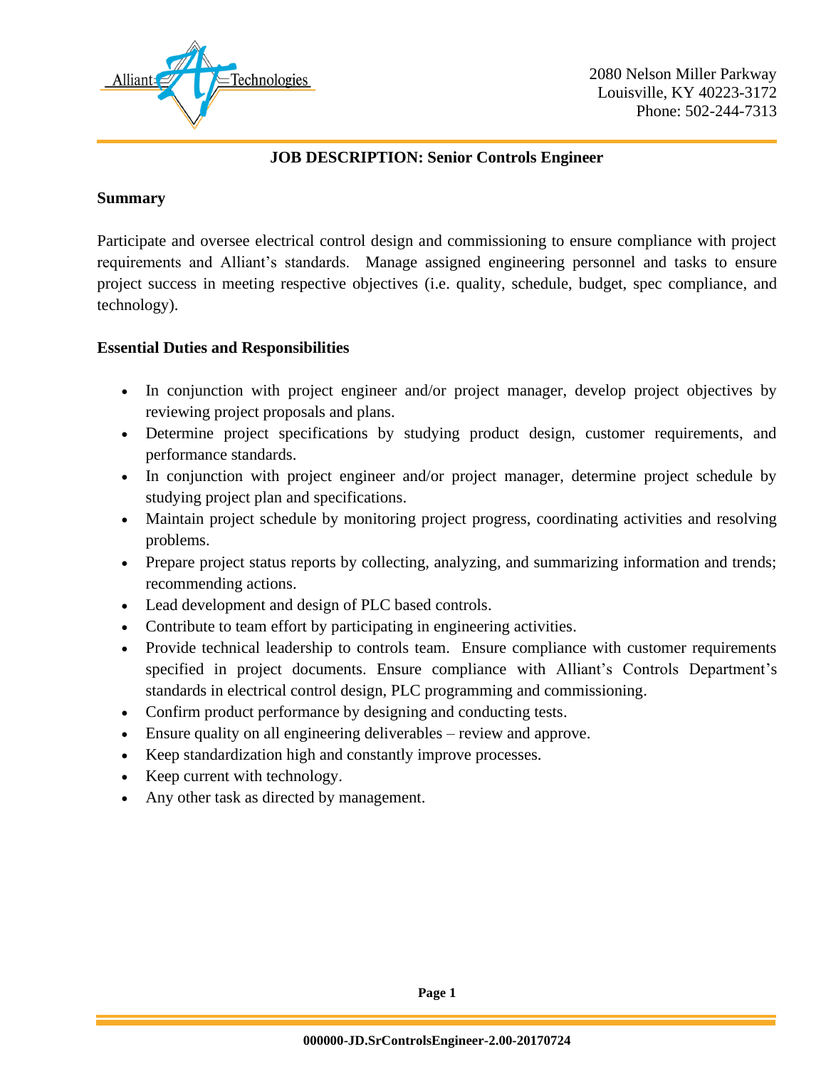Alliant Technologies

2080 Nelson Miller Parkway
Louisville, KY 40223-3172
Phone: 502-244-7313

# JOB DESCRIPTION: Senior Controls Engineer

## Summary

Participate and oversee electrical control design and commissioning to ensure compliance with project requirements and Alliant's standards. Manage assigned engineering personnel and tasks to ensure project success in meeting respective objectives (i.e. quality, schedule, budget, spec compliance, and technology).

## Essential Duties and Responsibilities

- In conjunction with project engineer and/or project manager, develop project objectives by reviewing project proposals and plans.
- Determine project specifications by studying product design, customer requirements, and performance standards.
- In conjunction with project engineer and/or project manager, determine project schedule by studying project plan and specifications.
- Maintain project schedule by monitoring project progress, coordinating activities and resolving problems.
- Prepare project status reports by collecting, analyzing, and summarizing information and trends; recommending actions.
- Lead development and design of PLC based controls.
- Contribute to team effort by participating in engineering activities.
- Provide technical leadership to controls team. Ensure compliance with customer requirements specified in project documents. Ensure compliance with Alliant's Controls Department's standards in electrical control design, PLC programming and commissioning.
- Confirm product performance by designing and conducting tests.
- Ensure quality on all engineering deliverables – review and approve.
- Keep standardization high and constantly improve processes.
- Keep current with technology.
- Any other task as directed by management.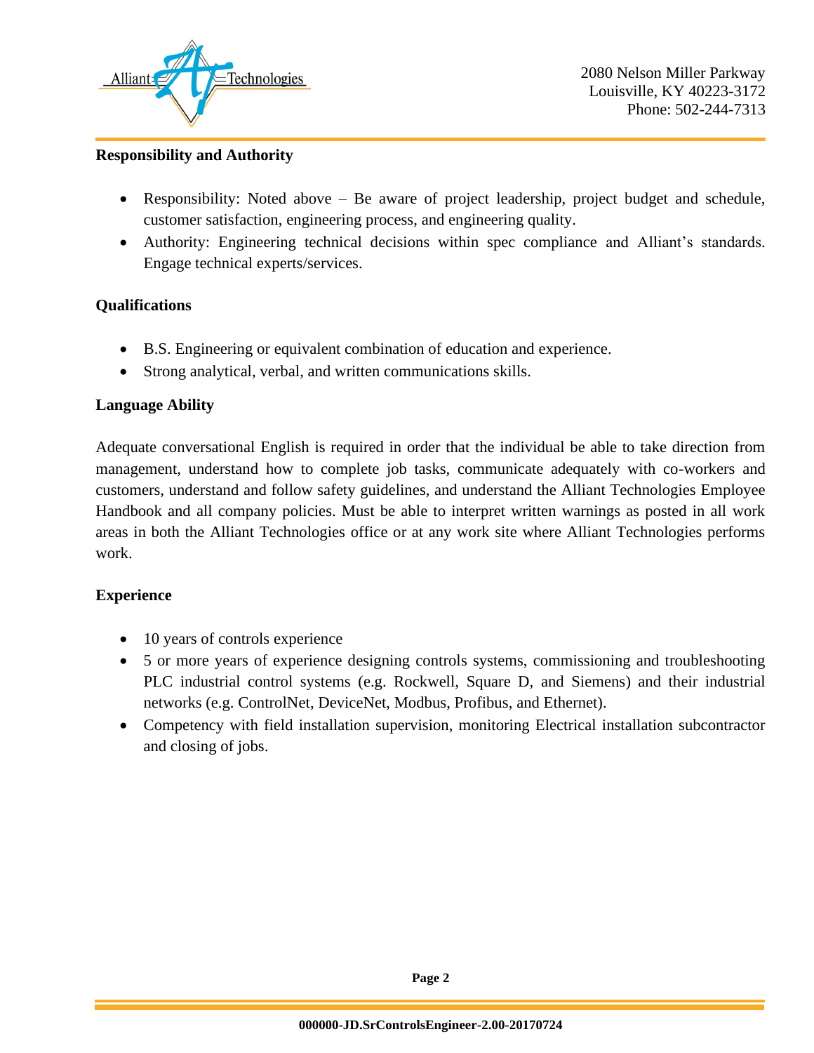**Responsibility and Authority**

- Responsibility: Noted above – Be aware of project leadership, project budget and schedule, customer satisfaction, engineering process, and engineering quality.
- Authority: Engineering technical decisions within spec compliance and Alliant's standards. Engage technical experts/services.

**Qualifications**

- B.S. Engineering or equivalent combination of education and experience.
- Strong analytical, verbal, and written communications skills.

**Language Ability**

Adequate conversational English is required in order that the individual be able to take direction from management, understand how to complete job tasks, communicate adequately with co-workers and customers, understand and follow safety guidelines, and understand the Alliant Technologies Employee Handbook and all company policies. Must be able to interpret written warnings as posted in all work areas in both the Alliant Technologies office or at any work site where Alliant Technologies performs work.

**Experience**

- 10 years of controls experience
- 5 or more years of experience designing controls systems, commissioning and troubleshooting PLC industrial control systems (e.g. Rockwell, Square D, and Siemens) and their industrial networks (e.g. ControlNet, DeviceNet, Modbus, Profibus, and Ethernet).
- Competency with field installation supervision, monitoring Electrical installation subcontractor and closing of jobs.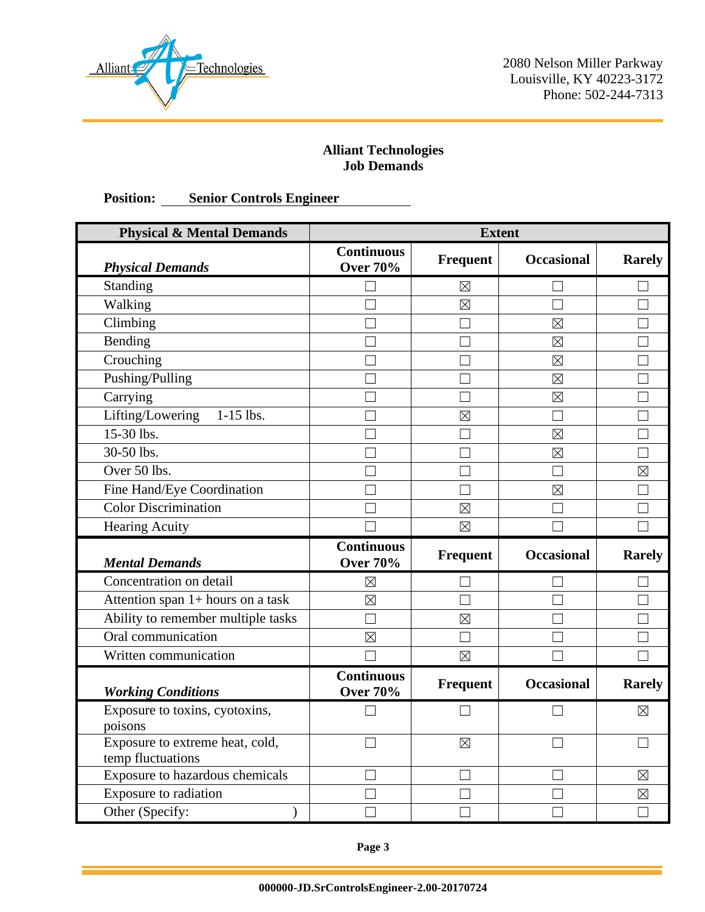Alliant Technologies

2080 Nelson Miller Parkway
Louisville, KY 40223-3172
Phone: 502-244-7313

# Alliant Technologies
## Job Demands

**Position:** Senior Controls Engineer

| Physical & Mental Demands | Extent | | | |
|---|---|---|---|---|
| ***Physical Demands*** | **Continuous Over 70%** | **Frequent** | **Occasional** | **Rarely** |
| Standing | ☐ | ☒ | ☐ | ☐ |
| Walking | ☐ | ☒ | ☐ | ☐ |
| Climbing | ☐ | ☐ | ☒ | ☐ |
| Bending | ☐ | ☐ | ☒ | ☐ |
| Crouching | ☐ | ☐ | ☒ | ☐ |
| Pushing/Pulling | ☐ | ☐ | ☒ | ☐ |
| Carrying | ☐ | ☐ | ☒ | ☐ |
| Lifting/Lowering 1-15 lbs. | ☐ | ☒ | ☐ | ☐ |
| 15-30 lbs. | ☐ | ☐ | ☒ | ☐ |
| 30-50 lbs. | ☐ | ☐ | ☒ | ☐ |
| Over 50 lbs. | ☐ | ☐ | ☐ | ☒ |
| Fine Hand/Eye Coordination | ☐ | ☐ | ☒ | ☐ |
| Color Discrimination | ☐ | ☒ | ☐ | ☐ |
| Hearing Acuity | ☐ | ☒ | ☐ | ☐ |
| ***Mental Demands*** | **Continuous Over 70%** | **Frequent** | **Occasional** | **Rarely** |
| Concentration on detail | ☒ | ☐ | ☐ | ☐ |
| Attention span 1+ hours on a task | ☒ | ☐ | ☐ | ☐ |
| Ability to remember multiple tasks | ☐ | ☒ | ☐ | ☐ |
| Oral communication | ☒ | ☐ | ☐ | ☐ |
| Written communication | ☐ | ☒ | ☐ | ☐ |
| ***Working Conditions*** | **Continuous Over 70%** | **Frequent** | **Occasional** | **Rarely** |
| Exposure to toxins, cyotoxins, poisons | ☐ | ☐ | ☐ | ☒ |
| Exposure to extreme heat, cold, temp fluctuations | ☐ | ☒ | ☐ | ☐ |
| Exposure to hazardous chemicals | ☐ | ☐ | ☐ | ☒ |
| Exposure to radiation | ☐ | ☐ | ☐ | ☒ |
| Other (Specify: ) | ☐ | ☐ | ☐ | ☐ |

000000-JD.SrControlsEngineer-2.00-20170724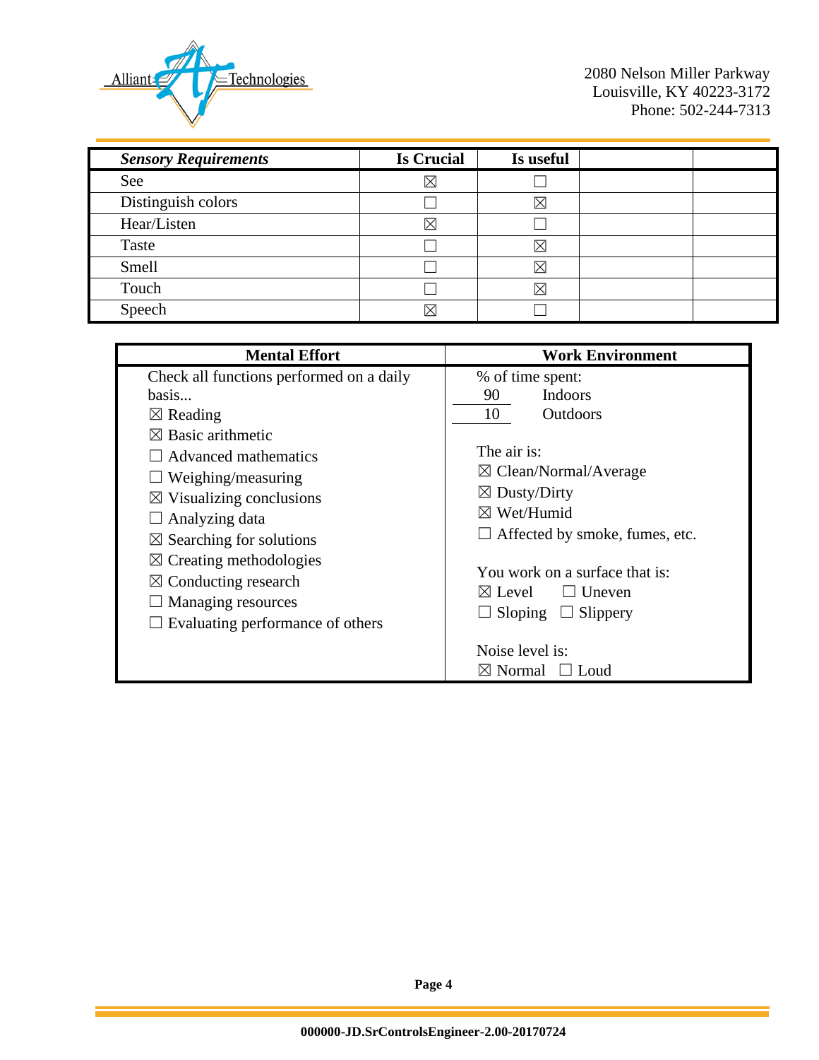| *Sensory Requirements* | Is Crucial | Is useful | | |
|---|---|---|---|---|
| See | ☒ | ☐ | | |
| Distinguish colors | ☐ | ☒ | | |
| Hear/Listen | ☒ | ☐ | | |
| Taste | ☐ | ☒ | | |
| Smell | ☐ | ☒ | | |
| Touch | ☐ | ☒ | | |
| Speech | ☒ | ☐ | | |

| Mental Effort | Work Environment |
|---|---|
| Check all functions performed on a daily basis...<br>☒ Reading<br>☒ Basic arithmetic<br>☐ Advanced mathematics<br>☐ Weighing/measuring<br>☒ Visualizing conclusions<br>☐ Analyzing data<br>☒ Searching for solutions<br>☒ Creating methodologies<br>☒ Conducting research<br>☐ Managing resources<br>☐ Evaluating performance of others | % of time spent:<br>90 Indoors<br>10 Outdoors<br><br>The air is:<br>☒ Clean/Normal/Average<br>☒ Dusty/Dirty<br>☒ Wet/Humid<br>☐ Affected by smoke, fumes, etc.<br><br>You work on a surface that is:<br>☒ Level ☐ Uneven<br>☐ Sloping ☐ Slippery<br><br>Noise level is:<br>☒ Normal ☐ Loud |